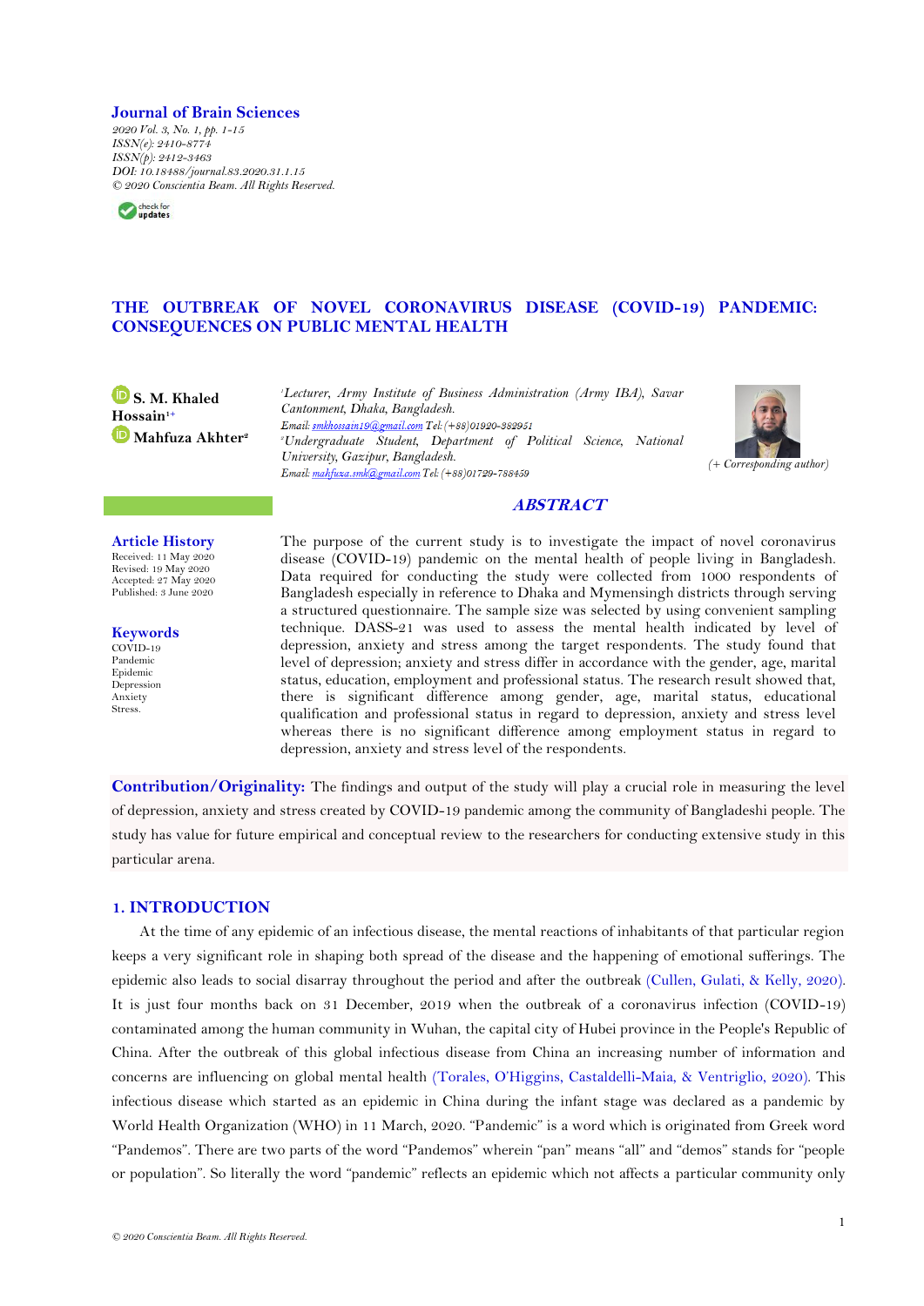**Journal of Brain Sciences**
*2020 Vol. 3, No. 1, pp. 1-15*
*ISSN(e): 2410-8774*
*ISSN(p): 2412-3463*
*DOI: 10.18488/journal.83.2020.31.1.15*
*© 2020 Conscientia Beam. All Rights Reserved.*

# THE OUTBREAK OF NOVEL CORONAVIRUS DISEASE (COVID-19) PANDEMIC: CONSEQUENCES ON PUBLIC MENTAL HEALTH

**S. M. Khaled Hossain**[1+]
**Mahfuza Akhter**[2]

[1]*Lecturer, Army Institute of Business Administration (Army IBA), Savar Cantonment, Dhaka, Bangladesh.*
*Email: smkhossain19@gmail.com Tel: (+88)01920-382951*
[2]*Undergraduate Student, Department of Political Science, National University, Gazipur, Bangladesh.*
*Email: mahfuza.smk@gmail.com Tel: (+88)01729-788459*

*(+ Corresponding author)*

## ABSTRACT

**Article History**
Received: 11 May 2020
Revised: 19 May 2020
Accepted: 27 May 2020
Published: 3 June 2020

**Keywords**
COVID-19
Pandemic
Epidemic
Depression
Anxiety
Stress.

The purpose of the current study is to investigate the impact of novel coronavirus disease (COVID-19) pandemic on the mental health of people living in Bangladesh. Data required for conducting the study were collected from 1000 respondents of Bangladesh especially in reference to Dhaka and Mymensingh districts through serving a structured questionnaire. The sample size was selected by using convenient sampling technique. DASS-21 was used to assess the mental health indicated by level of depression, anxiety and stress among the target respondents. The study found that level of depression; anxiety and stress differ in accordance with the gender, age, marital status, education, employment and professional status. The research result showed that, there is significant difference among gender, age, marital status, educational qualification and professional status in regard to depression, anxiety and stress level whereas there is no significant difference among employment status in regard to depression, anxiety and stress level of the respondents.

**Contribution/Originality:** The findings and output of the study will play a crucial role in measuring the level of depression, anxiety and stress created by COVID-19 pandemic among the community of Bangladeshi people. The study has value for future empirical and conceptual review to the researchers for conducting extensive study in this particular arena.

## 1. INTRODUCTION

At the time of any epidemic of an infectious disease, the mental reactions of inhabitants of that particular region keeps a very significant role in shaping both spread of the disease and the happening of emotional sufferings. The epidemic also leads to social disarray throughout the period and after the outbreak (Cullen, Gulati, & Kelly, 2020). It is just four months back on 31 December, 2019 when the outbreak of a coronavirus infection (COVID-19) contaminated among the human community in Wuhan, the capital city of Hubei province in the People's Republic of China. After the outbreak of this global infectious disease from China an increasing number of information and concerns are influencing on global mental health (Torales, O'Higgins, Castaldelli-Maia, & Ventriglio, 2020). This infectious disease which started as an epidemic in China during the infant stage was declared as a pandemic by World Health Organization (WHO) in 11 March, 2020. "Pandemic" is a word which is originated from Greek word "Pandemos". There are two parts of the word "Pandemos" wherein "pan" means "all" and "demos" stands for "people or population". So literally the word "pandemic" reflects an epidemic which not affects a particular community only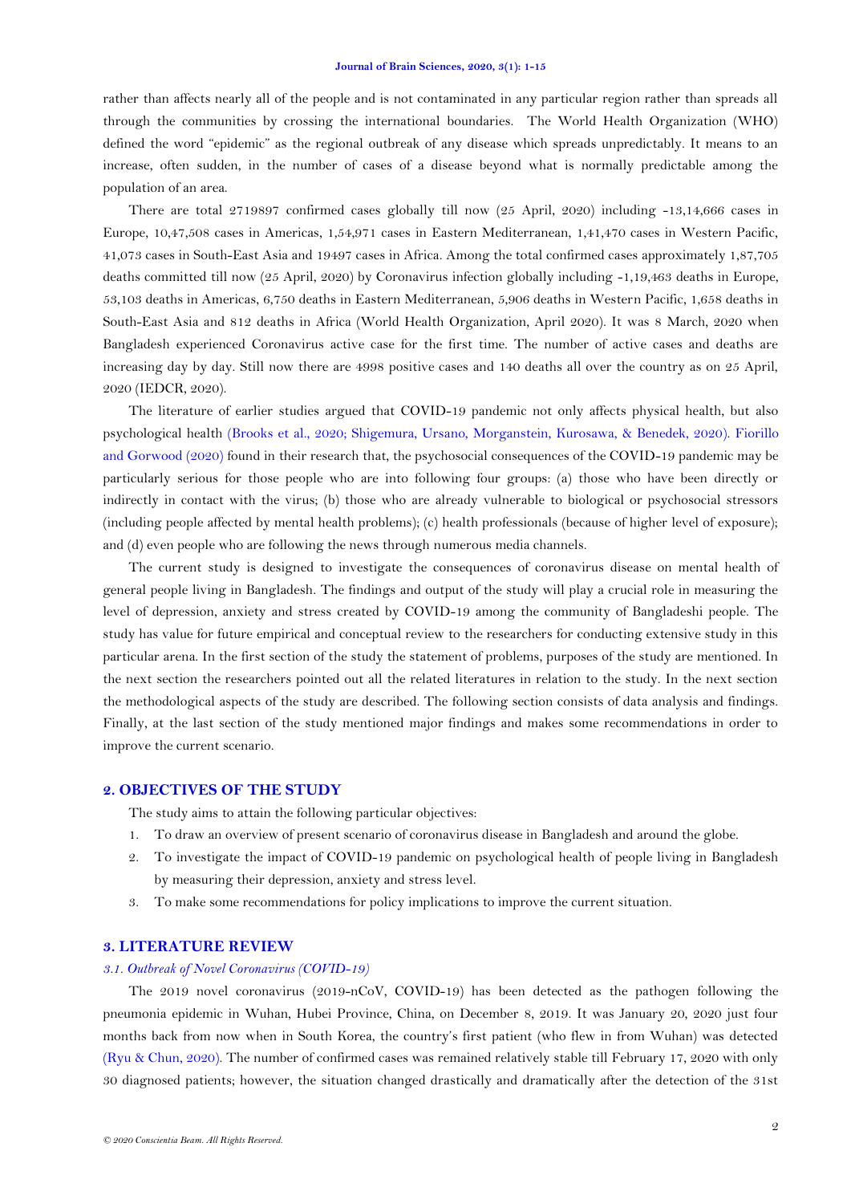rather than affects nearly all of the people and is not contaminated in any particular region rather than spreads all through the communities by crossing the international boundaries. The World Health Organization (WHO) defined the word "epidemic" as the regional outbreak of any disease which spreads unpredictably. It means to an increase, often sudden, in the number of cases of a disease beyond what is normally predictable among the population of an area.

There are total 2719897 confirmed cases globally till now (25 April, 2020) including -13,14,666 cases in Europe, 10,47,508 cases in Americas, 1,54,971 cases in Eastern Mediterranean, 1,41,470 cases in Western Pacific, 41,073 cases in South-East Asia and 19497 cases in Africa. Among the total confirmed cases approximately 1,87,705 deaths committed till now (25 April, 2020) by Coronavirus infection globally including -1,19,463 deaths in Europe, 53,103 deaths in Americas, 6,750 deaths in Eastern Mediterranean, 5,906 deaths in Western Pacific, 1,658 deaths in South-East Asia and 812 deaths in Africa (World Health Organization, April 2020). It was 8 March, 2020 when Bangladesh experienced Coronavirus active case for the first time. The number of active cases and deaths are increasing day by day. Still now there are 4998 positive cases and 140 deaths all over the country as on 25 April, 2020 (IEDCR, 2020).

The literature of earlier studies argued that COVID-19 pandemic not only affects physical health, but also psychological health (Brooks et al., 2020; Shigemura, Ursano, Morganstein, Kurosawa, & Benedek, 2020). Fiorillo and Gorwood (2020) found in their research that, the psychosocial consequences of the COVID-19 pandemic may be particularly serious for those people who are into following four groups: (a) those who have been directly or indirectly in contact with the virus; (b) those who are already vulnerable to biological or psychosocial stressors (including people affected by mental health problems); (c) health professionals (because of higher level of exposure); and (d) even people who are following the news through numerous media channels.

The current study is designed to investigate the consequences of coronavirus disease on mental health of general people living in Bangladesh. The findings and output of the study will play a crucial role in measuring the level of depression, anxiety and stress created by COVID-19 among the community of Bangladeshi people. The study has value for future empirical and conceptual review to the researchers for conducting extensive study in this particular arena. In the first section of the study the statement of problems, purposes of the study are mentioned. In the next section the researchers pointed out all the related literatures in relation to the study. In the next section the methodological aspects of the study are described. The following section consists of data analysis and findings. Finally, at the last section of the study mentioned major findings and makes some recommendations in order to improve the current scenario.

## 2. OBJECTIVES OF THE STUDY

The study aims to attain the following particular objectives:

1. To draw an overview of present scenario of coronavirus disease in Bangladesh and around the globe.
2. To investigate the impact of COVID-19 pandemic on psychological health of people living in Bangladesh by measuring their depression, anxiety and stress level.
3. To make some recommendations for policy implications to improve the current situation.

## 3. LITERATURE REVIEW

### *3.1. Outbreak of Novel Coronavirus (COVID-19)*

The 2019 novel coronavirus (2019-nCoV, COVID-19) has been detected as the pathogen following the pneumonia epidemic in Wuhan, Hubei Province, China, on December 8, 2019. It was January 20, 2020 just four months back from now when in South Korea, the country's first patient (who flew in from Wuhan) was detected (Ryu & Chun, 2020). The number of confirmed cases was remained relatively stable till February 17, 2020 with only 30 diagnosed patients; however, the situation changed drastically and dramatically after the detection of the 31st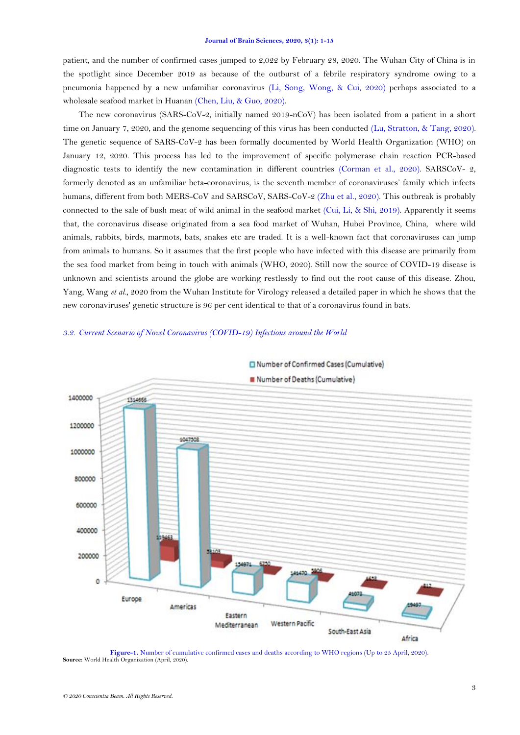patient, and the number of confirmed cases jumped to 2,022 by February 28, 2020. The Wuhan City of China is in the spotlight since December 2019 as because of the outburst of a febrile respiratory syndrome owing to a pneumonia happened by a new unfamiliar coronavirus (Li, Song, Wong, & Cui, 2020) perhaps associated to a wholesale seafood market in Huanan (Chen, Liu, & Guo, 2020).

The new coronavirus (SARS-CoV-2, initially named 2019-nCoV) has been isolated from a patient in a short time on January 7, 2020, and the genome sequencing of this virus has been conducted (Lu, Stratton, & Tang, 2020). The genetic sequence of SARS-CoV-2 has been formally documented by World Health Organization (WHO) on January 12, 2020. This process has led to the improvement of specific polymerase chain reaction PCR-based diagnostic tests to identify the new contamination in different countries (Corman et al., 2020). SARSCoV- 2, formerly denoted as an unfamiliar beta-coronavirus, is the seventh member of coronaviruses' family which infects humans, different from both MERS-CoV and SARSCoV, SARS-CoV-2 (Zhu et al., 2020). This outbreak is probably connected to the sale of bush meat of wild animal in the seafood market (Cui, Li, & Shi, 2019). Apparently it seems that, the coronavirus disease originated from a sea food market of Wuhan, Hubei Province, China, where wild animals, rabbits, birds, marmots, bats, snakes etc are traded. It is a well-known fact that coronaviruses can jump from animals to humans. So it assumes that the first people who have infected with this disease are primarily from the sea food market from being in touch with animals (WHO, 2020). Still now the source of COVID-19 disease is unknown and scientists around the globe are working restlessly to find out the root cause of this disease. Zhou, Yang, Wang *et al.*, 2020 from the Wuhan Institute for Virology released a detailed paper in which he shows that the new coronaviruses' genetic structure is 96 per cent identical to that of a coronavirus found in bats.

### *3.2. Current Scenario of Novel Coronavirus (COVID-19) Infections around the World*

| WHO Region | Number of Confirmed Cases (Cumulative) | Number of Deaths (Cumulative) |
|---|---|---|
| Europe | 1314666 | 115463 |
| Americas | 1047508 | 53103 |
| Eastern Mediterranean | 134971 | 5750 |
| Western Pacific | 141470 | 5806 |
| South-East Asia | 41073 | 1658 |
| Africa | 19497 | 812 |

**Figure-1.** Number of cumulative confirmed cases and deaths according to WHO regions (Up to 25 April, 2020).
**Source:** World Health Organization (April, 2020).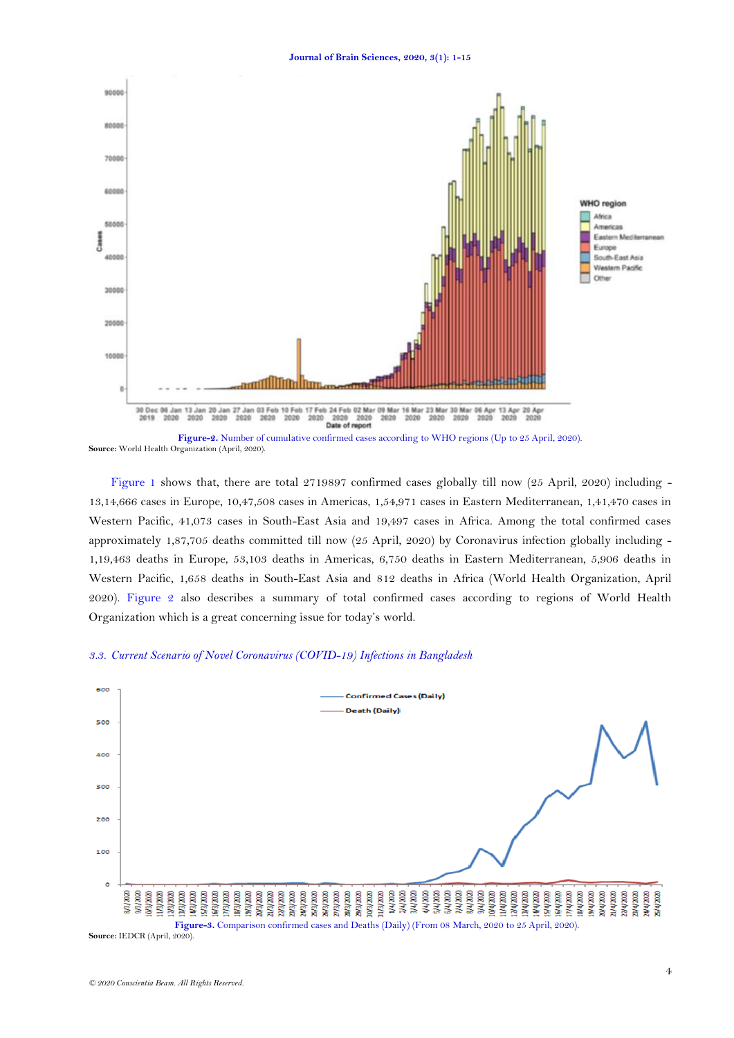Figure-2. Number of cumulative confirmed cases according to WHO regions (Up to 25 April, 2020).

**Source:** World Health Organization (April, 2020).

Figure 1 shows that, there are total 2719897 confirmed cases globally till now (25 April, 2020) including - 13,14,666 cases in Europe, 10,47,508 cases in Americas, 1,54,971 cases in Eastern Mediterranean, 1,41,470 cases in Western Pacific, 41,073 cases in South-East Asia and 19,497 cases in Africa. Among the total confirmed cases approximately 1,87,705 deaths committed till now (25 April, 2020) by Coronavirus infection globally including - 1,19,463 deaths in Europe, 53,103 deaths in Americas, 6,750 deaths in Eastern Mediterranean, 5,906 deaths in Western Pacific, 1,658 deaths in South-East Asia and 812 deaths in Africa (World Health Organization, April 2020). Figure 2 also describes a summary of total confirmed cases according to regions of World Health Organization which is a great concerning issue for today's world.

### *3.3. Current Scenario of Novel Coronavirus (COVID-19) Infections in Bangladesh*

Figure-3. Comparison confirmed cases and Deaths (Daily) (From 08 March, 2020 to 25 April, 2020).

**Source:** IEDCR (April, 2020).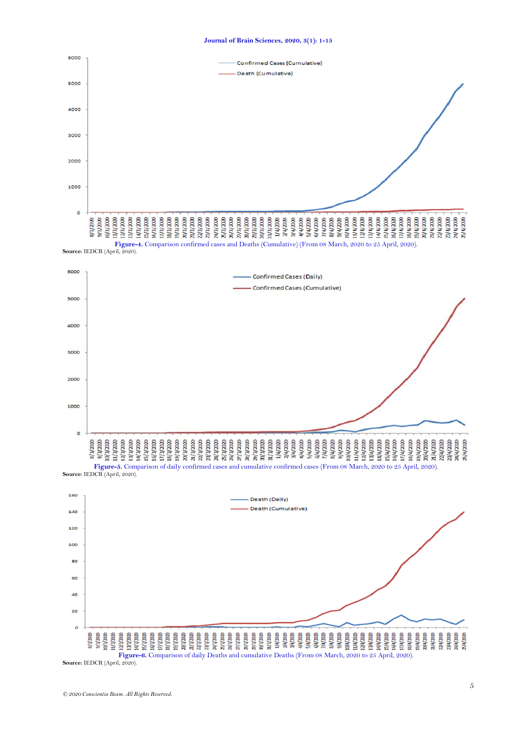**Figure-4.** Comparison confirmed cases and Deaths (Cumulative) (From 08 March, 2020 to 25 April, 2020).

**Source:** IEDCR (April, 2020).

**Figure-5.** Comparison of daily confirmed cases and cumulative confirmed cases (From 08 March, 2020 to 25 April, 2020).

**Source:** IEDCR (April, 2020).

**Figure-6.** Comparison of daily Deaths and cumulative Deaths (From 08 March, 2020 to 25 April, 2020).

**Source:** IEDCR (April, 2020).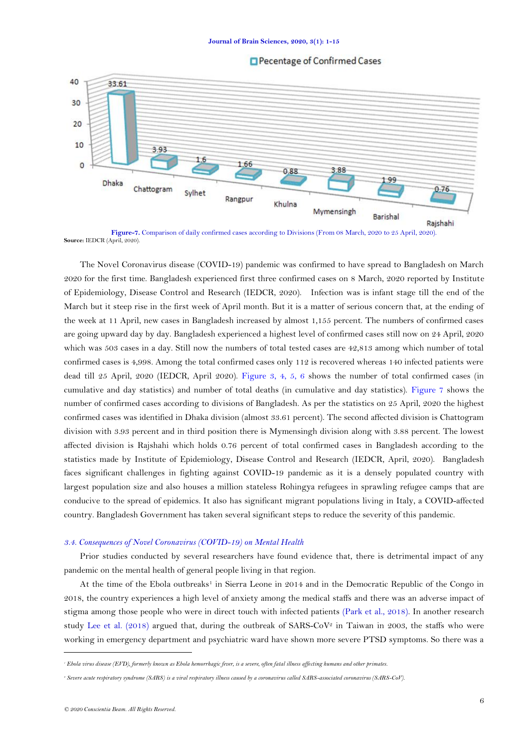**Figure-7.** Comparison of daily confirmed cases according to Divisions (From 08 March, 2020 to 25 April, 2020).

**Source:** IEDCR (April, 2020).

The Novel Coronavirus disease (COVID-19) pandemic was confirmed to have spread to Bangladesh on March 2020 for the first time. Bangladesh experienced first three confirmed cases on 8 March, 2020 reported by Institute of Epidemiology, Disease Control and Research (IEDCR, 2020). Infection was is infant stage till the end of the March but it steep rise in the first week of April month. But it is a matter of serious concern that, at the ending of the week at 11 April, new cases in Bangladesh increased by almost 1,155 percent. The numbers of confirmed cases are going upward day by day. Bangladesh experienced a highest level of confirmed cases still now on 24 April, 2020 which was 503 cases in a day. Still now the numbers of total tested cases are 42,813 among which number of total confirmed cases is 4,998. Among the total confirmed cases only 112 is recovered whereas 140 infected patients were dead till 25 April, 2020 (IEDCR, April 2020). Figure 3, 4, 5, 6 shows the number of total confirmed cases (in cumulative and day statistics) and number of total deaths (in cumulative and day statistics). Figure 7 shows the number of confirmed cases according to divisions of Bangladesh. As per the statistics on 25 April, 2020 the highest confirmed cases was identified in Dhaka division (almost 33.61 percent). The second affected division is Chattogram division with 3.93 percent and in third position there is Mymensingh division along with 3.88 percent. The lowest affected division is Rajshahi which holds 0.76 percent of total confirmed cases in Bangladesh according to the statistics made by Institute of Epidemiology, Disease Control and Research (IEDCR, April, 2020). Bangladesh faces significant challenges in fighting against COVID-19 pandemic as it is a densely populated country with largest population size and also houses a million stateless Rohingya refugees in sprawling refugee camps that are conducive to the spread of epidemics. It also has significant migrant populations living in Italy, a COVID-affected country. Bangladesh Government has taken several significant steps to reduce the severity of this pandemic.

### *3.4. Consequences of Novel Coronavirus (COVID-19) on Mental Health*

Prior studies conducted by several researchers have found evidence that, there is detrimental impact of any pandemic on the mental health of general people living in that region.

At the time of the Ebola outbreaks[1] in Sierra Leone in 2014 and in the Democratic Republic of the Congo in 2018, the country experiences a high level of anxiety among the medical staffs and there was an adverse impact of stigma among those people who were in direct touch with infected patients (Park et al., 2018). In another research study Lee et al. (2018) argued that, during the outbreak of SARS-CoV[2] in Taiwan in 2003, the staffs who were working in emergency department and psychiatric ward have shown more severe PTSD symptoms. So there was a

---

[1] *Ebola virus disease (EVD), formerly known as Ebola hemorrhagic fever, is a severe, often fatal illness affecting humans and other primates.*

[2] *Severe acute respiratory syndrome (SARS) is a viral respiratory illness caused by a coronavirus called SARS-associated coronavirus (SARS-CoV).*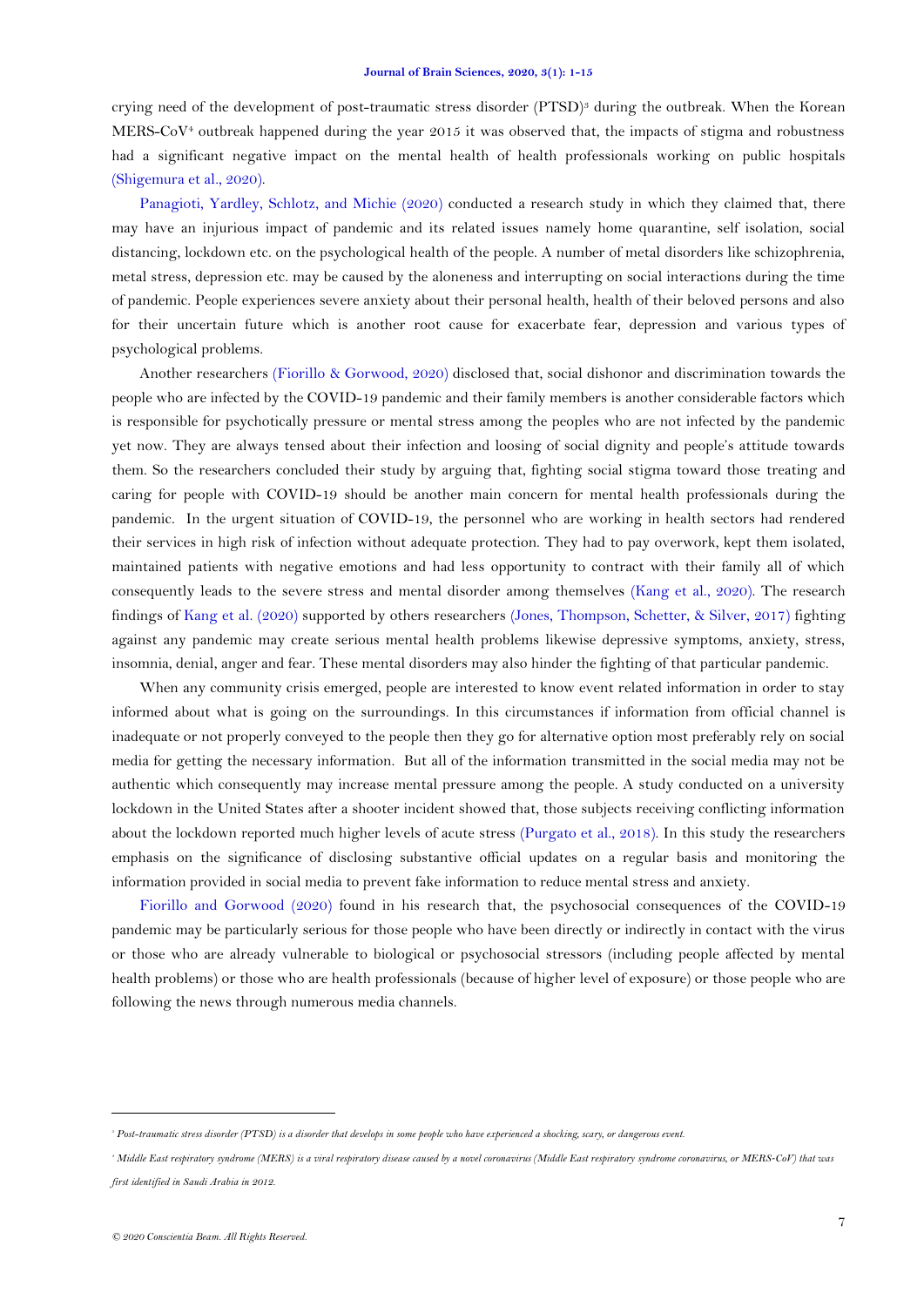crying need of the development of post-traumatic stress disorder (PTSD)[3] during the outbreak. When the Korean MERS-CoV[4] outbreak happened during the year 2015 it was observed that, the impacts of stigma and robustness had a significant negative impact on the mental health of health professionals working on public hospitals (Shigemura et al., 2020).

Panagioti, Yardley, Schlotz, and Michie (2020) conducted a research study in which they claimed that, there may have an injurious impact of pandemic and its related issues namely home quarantine, self isolation, social distancing, lockdown etc. on the psychological health of the people. A number of metal disorders like schizophrenia, metal stress, depression etc. may be caused by the aloneness and interrupting on social interactions during the time of pandemic. People experiences severe anxiety about their personal health, health of their beloved persons and also for their uncertain future which is another root cause for exacerbate fear, depression and various types of psychological problems.

Another researchers (Fiorillo & Gorwood, 2020) disclosed that, social dishonor and discrimination towards the people who are infected by the COVID-19 pandemic and their family members is another considerable factors which is responsible for psychotically pressure or mental stress among the peoples who are not infected by the pandemic yet now. They are always tensed about their infection and loosing of social dignity and people's attitude towards them. So the researchers concluded their study by arguing that, fighting social stigma toward those treating and caring for people with COVID-19 should be another main concern for mental health professionals during the pandemic. In the urgent situation of COVID-19, the personnel who are working in health sectors had rendered their services in high risk of infection without adequate protection. They had to pay overwork, kept them isolated, maintained patients with negative emotions and had less opportunity to contract with their family all of which consequently leads to the severe stress and mental disorder among themselves (Kang et al., 2020). The research findings of Kang et al. (2020) supported by others researchers (Jones, Thompson, Schetter, & Silver, 2017) fighting against any pandemic may create serious mental health problems likewise depressive symptoms, anxiety, stress, insomnia, denial, anger and fear. These mental disorders may also hinder the fighting of that particular pandemic.

When any community crisis emerged, people are interested to know event related information in order to stay informed about what is going on the surroundings. In this circumstances if information from official channel is inadequate or not properly conveyed to the people then they go for alternative option most preferably rely on social media for getting the necessary information. But all of the information transmitted in the social media may not be authentic which consequently may increase mental pressure among the people. A study conducted on a university lockdown in the United States after a shooter incident showed that, those subjects receiving conflicting information about the lockdown reported much higher levels of acute stress (Purgato et al., 2018). In this study the researchers emphasis on the significance of disclosing substantive official updates on a regular basis and monitoring the information provided in social media to prevent fake information to reduce mental stress and anxiety.

Fiorillo and Gorwood (2020) found in his research that, the psychosocial consequences of the COVID-19 pandemic may be particularly serious for those people who have been directly or indirectly in contact with the virus or those who are already vulnerable to biological or psychosocial stressors (including people affected by mental health problems) or those who are health professionals (because of higher level of exposure) or those people who are following the news through numerous media channels.

---

[3] *Post-traumatic stress disorder (PTSD) is a disorder that develops in some people who have experienced a shocking, scary, or dangerous event.*

[4] *Middle East respiratory syndrome (MERS) is a viral respiratory disease caused by a novel coronavirus (Middle East respiratory syndrome coronavirus, or MERS-CoV) that was first identified in Saudi Arabia in 2012.*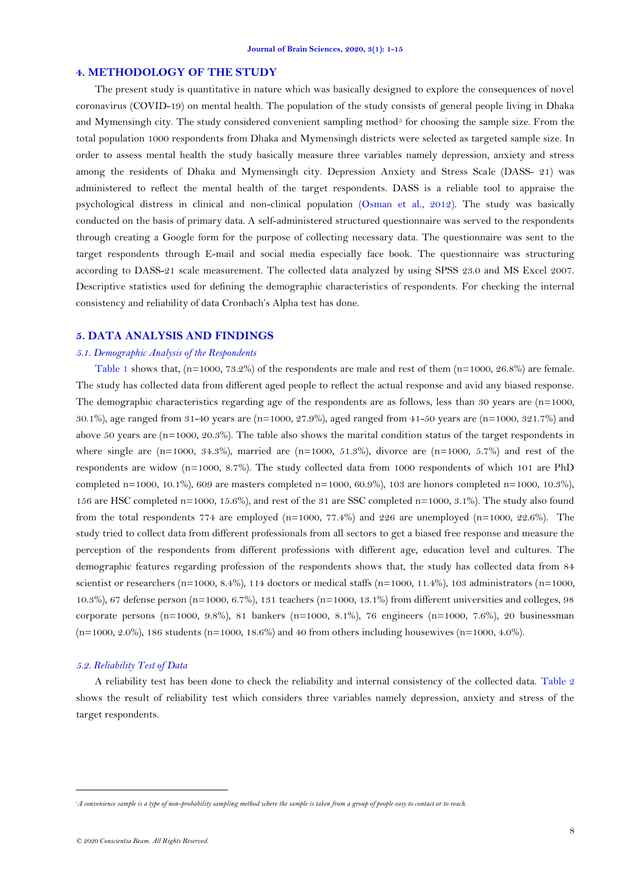## 4. METHODOLOGY OF THE STUDY

The present study is quantitative in nature which was basically designed to explore the consequences of novel coronavirus (COVID-19) on mental health. The population of the study consists of general people living in Dhaka and Mymensingh city. The study considered convenient sampling method[5] for choosing the sample size. From the total population 1000 respondents from Dhaka and Mymensingh districts were selected as targeted sample size. In order to assess mental health the study basically measure three variables namely depression, anxiety and stress among the residents of Dhaka and Mymensingh city. Depression Anxiety and Stress Scale (DASS- 21) was administered to reflect the mental health of the target respondents. DASS is a reliable tool to appraise the psychological distress in clinical and non-clinical population (Osman et al., 2012). The study was basically conducted on the basis of primary data. A self-administered structured questionnaire was served to the respondents through creating a Google form for the purpose of collecting necessary data. The questionnaire was sent to the target respondents through E-mail and social media especially face book. The questionnaire was structuring according to DASS-21 scale measurement. The collected data analyzed by using SPSS 23.0 and MS Excel 2007. Descriptive statistics used for defining the demographic characteristics of respondents. For checking the internal consistency and reliability of data Cronbach's Alpha test has done.

## 5. DATA ANALYSIS AND FINDINGS

### *5.1. Demographic Analysis of the Respondents*

Table 1 shows that, (n=1000, 73.2%) of the respondents are male and rest of them (n=1000, 26.8%) are female. The study has collected data from different aged people to reflect the actual response and avid any biased response. The demographic characteristics regarding age of the respondents are as follows, less than 30 years are (n=1000, 30.1%), age ranged from 31-40 years are (n=1000, 27.9%), aged ranged from 41-50 years are (n=1000, 321.7%) and above 50 years are (n=1000, 20.3%). The table also shows the marital condition status of the target respondents in where single are (n=1000, 34.3%), married are (n=1000, 51.3%), divorce are (n=1000, 5.7%) and rest of the respondents are widow (n=1000, 8.7%). The study collected data from 1000 respondents of which 101 are PhD completed n=1000, 10.1%), 609 are masters completed n=1000, 60.9%), 103 are honors completed n=1000, 10.3%), 156 are HSC completed n=1000, 15.6%), and rest of the 31 are SSC completed n=1000, 3.1%). The study also found from the total respondents 774 are employed (n=1000, 77.4%) and 226 are unemployed (n=1000, 22.6%). The study tried to collect data from different professionals from all sectors to get a biased free response and measure the perception of the respondents from different professions with different age, education level and cultures. The demographic features regarding profession of the respondents shows that, the study has collected data from 84 scientist or researchers (n=1000, 8.4%), 114 doctors or medical staffs (n=1000, 11.4%), 103 administrators (n=1000, 10.3%), 67 defense person (n=1000, 6.7%), 131 teachers (n=1000, 13.1%) from different universities and colleges, 98 corporate persons (n=1000, 9.8%), 81 bankers (n=1000, 8.1%), 76 engineers (n=1000, 7.6%), 20 businessman (n=1000, 2.0%), 186 students (n=1000, 18.6%) and 40 from others including housewives (n=1000, 4.0%).

### *5.2. Reliability Test of Data*

A reliability test has been done to check the reliability and internal consistency of the collected data. Table 2 shows the result of reliability test which considers three variables namely depression, anxiety and stress of the target respondents.

---

[5] *A convenience sample is a type of non-probability sampling method where the sample is taken from a group of people easy to contact or to reach.*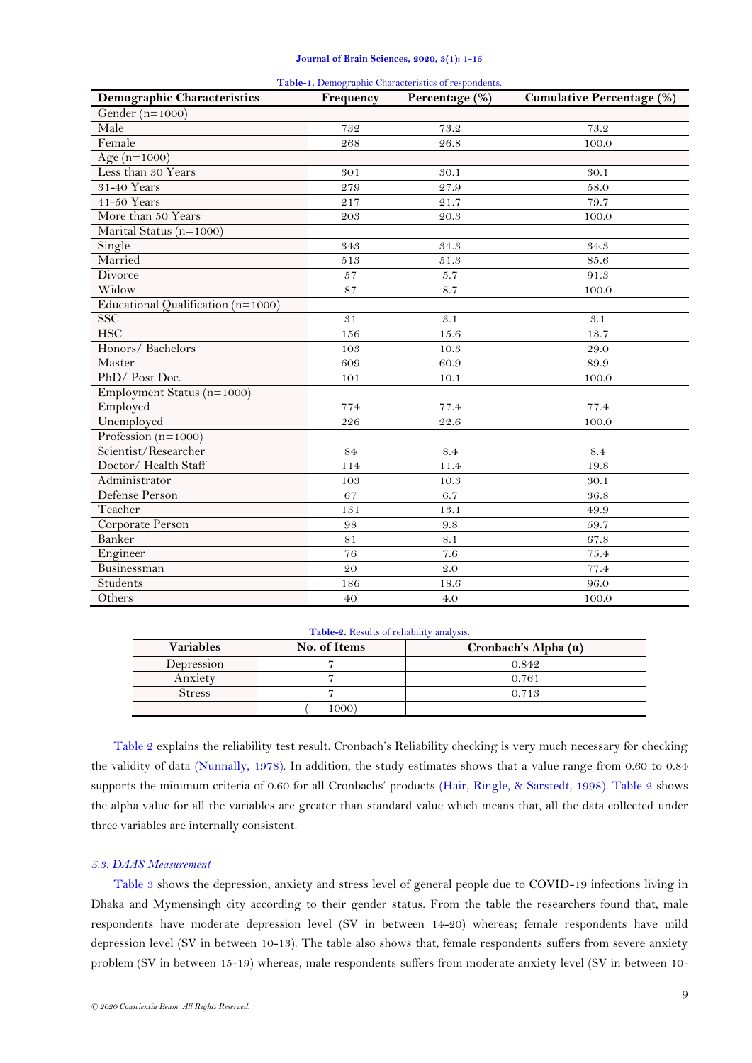**Table-1.** Demographic Characteristics of respondents.

| Demographic Characteristics | Frequency | Percentage (%) | Cumulative Percentage (%) |
|---|---|---|---|
| Gender (n=1000) | | | |
| Male | 732 | 73.2 | 73.2 |
| Female | 268 | 26.8 | 100.0 |
| Age (n=1000) | | | |
| Less than 30 Years | 301 | 30.1 | 30.1 |
| 31-40 Years | 279 | 27.9 | 58.0 |
| 41-50 Years | 217 | 21.7 | 79.7 |
| More than 50 Years | 203 | 20.3 | 100.0 |
| Marital Status (n=1000) | | | |
| Single | 343 | 34.3 | 34.3 |
| Married | 513 | 51.3 | 85.6 |
| Divorce | 57 | 5.7 | 91.3 |
| Widow | 87 | 8.7 | 100.0 |
| Educational Qualification (n=1000) | | | |
| SSC | 31 | 3.1 | 3.1 |
| HSC | 156 | 15.6 | 18.7 |
| Honors/ Bachelors | 103 | 10.3 | 29.0 |
| Master | 609 | 60.9 | 89.9 |
| PhD/ Post Doc. | 101 | 10.1 | 100.0 |
| Employment Status (n=1000) | | | |
| Employed | 774 | 77.4 | 77.4 |
| Unemployed | 226 | 22.6 | 100.0 |
| Profession (n=1000) | | | |
| Scientist/Researcher | 84 | 8.4 | 8.4 |
| Doctor/ Health Staff | 114 | 11.4 | 19.8 |
| Administrator | 103 | 10.3 | 30.1 |
| Defense Person | 67 | 6.7 | 36.8 |
| Teacher | 131 | 13.1 | 49.9 |
| Corporate Person | 98 | 9.8 | 59.7 |
| Banker | 81 | 8.1 | 67.8 |
| Engineer | 76 | 7.6 | 75.4 |
| Businessman | 20 | 2.0 | 77.4 |
| Students | 186 | 18.6 | 96.0 |
| Others | 40 | 4.0 | 100.0 |

**Table-2.** Results of reliability analysis.

| Variables | No. of Items | Cronbach's Alpha (α) |
|---|---|---|
| Depression | 7 | 0.842 |
| Anxiety | 7 | 0.761 |
| Stress | 7 | 0.713 |
| | ( 1000) | |

Table 2 explains the reliability test result. Cronbach's Reliability checking is very much necessary for checking the validity of data (Nunnally, 1978). In addition, the study estimates shows that a value range from 0.60 to 0.84 supports the minimum criteria of 0.60 for all Cronbachs' products (Hair, Ringle, & Sarstedt, 1998). Table 2 shows the alpha value for all the variables are greater than standard value which means that, all the data collected under three variables are internally consistent.

### *5.3. DAAS Measurement*

Table 3 shows the depression, anxiety and stress level of general people due to COVID-19 infections living in Dhaka and Mymensingh city according to their gender status. From the table the researchers found that, male respondents have moderate depression level (SV in between 14-20) whereas; female respondents have mild depression level (SV in between 10-13). The table also shows that, female respondents suffers from severe anxiety problem (SV in between 15-19) whereas, male respondents suffers from moderate anxiety level (SV in between 10-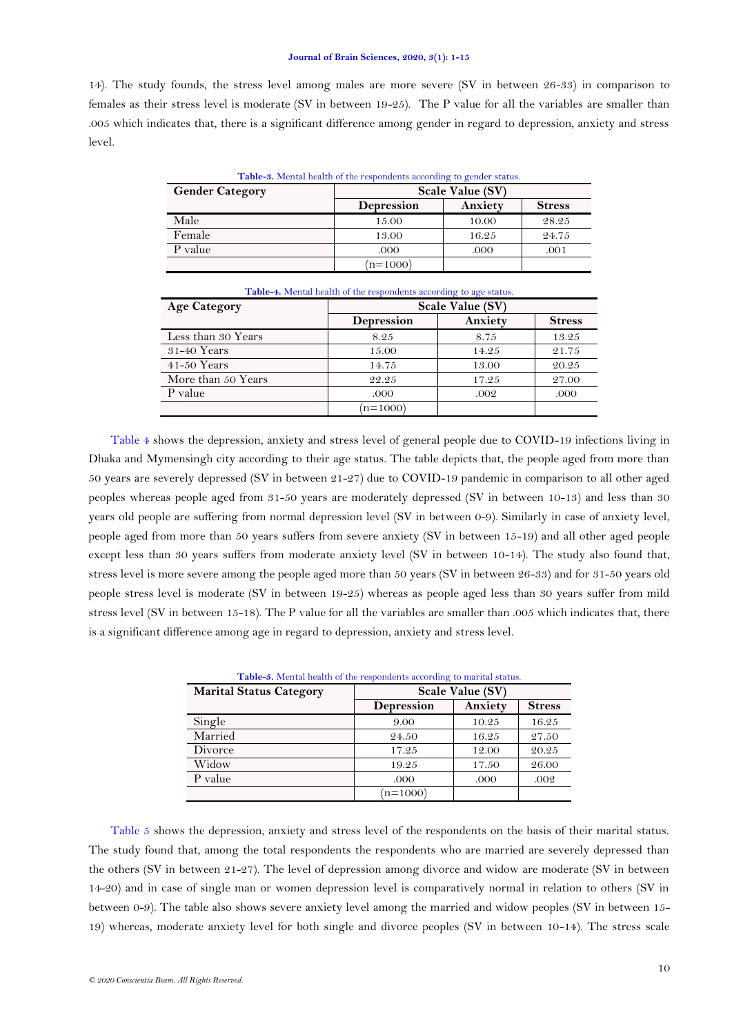14). The study founds, the stress level among males are more severe (SV in between 26-33) in comparison to females as their stress level is moderate (SV in between 19-25). The P value for all the variables are smaller than .005 which indicates that, there is a significant difference among gender in regard to depression, anxiety and stress level.

**Table-3.** Mental health of the respondents according to gender status.

| Gender Category | Scale Value (SV) | | |
|---|---|---|---|
| | Depression | Anxiety | Stress |
| Male | 15.00 | 10.00 | 28.25 |
| Female | 13.00 | 16.25 | 24.75 |
| P value | .000 | .000 | .001 |
| | (n=1000) | | |

**Table-4.** Mental health of the respondents according to age status.

| Age Category | Scale Value (SV) | | |
|---|---|---|---|
| | Depression | Anxiety | Stress |
| Less than 30 Years | 8.25 | 8.75 | 13.25 |
| 31-40 Years | 15.00 | 14.25 | 21.75 |
| 41-50 Years | 14.75 | 13.00 | 20.25 |
| More than 50 Years | 22.25 | 17.25 | 27.00 |
| P value | .000 | .002 | .000 |
| | (n=1000) | | |

Table 4 shows the depression, anxiety and stress level of general people due to COVID-19 infections living in Dhaka and Mymensingh city according to their age status. The table depicts that, the people aged from more than 50 years are severely depressed (SV in between 21-27) due to COVID-19 pandemic in comparison to all other aged peoples whereas people aged from 31-50 years are moderately depressed (SV in between 10-13) and less than 30 years old people are suffering from normal depression level (SV in between 0-9). Similarly in case of anxiety level, people aged from more than 50 years suffers from severe anxiety (SV in between 15-19) and all other aged people except less than 30 years suffers from moderate anxiety level (SV in between 10-14). The study also found that, stress level is more severe among the people aged more than 50 years (SV in between 26-33) and for 31-50 years old people stress level is moderate (SV in between 19-25) whereas as people aged less than 30 years suffer from mild stress level (SV in between 15-18). The P value for all the variables are smaller than .005 which indicates that, there is a significant difference among age in regard to depression, anxiety and stress level.

**Table-5.** Mental health of the respondents according to marital status.

| Marital Status Category | Scale Value (SV) | | |
|---|---|---|---|
| | Depression | Anxiety | Stress |
| Single | 9.00 | 10.25 | 16.25 |
| Married | 24.50 | 16.25 | 27.50 |
| Divorce | 17.25 | 12.00 | 20.25 |
| Widow | 19.25 | 17.50 | 26.00 |
| P value | .000 | .000 | .002 |
| | (n=1000) | | |

Table 5 shows the depression, anxiety and stress level of the respondents on the basis of their marital status. The study found that, among the total respondents the respondents who are married are severely depressed than the others (SV in between 21-27). The level of depression among divorce and widow are moderate (SV in between 14-20) and in case of single man or women depression level is comparatively normal in relation to others (SV in between 0-9). The table also shows severe anxiety level among the married and widow peoples (SV in between 15-19) whereas, moderate anxiety level for both single and divorce peoples (SV in between 10-14). The stress scale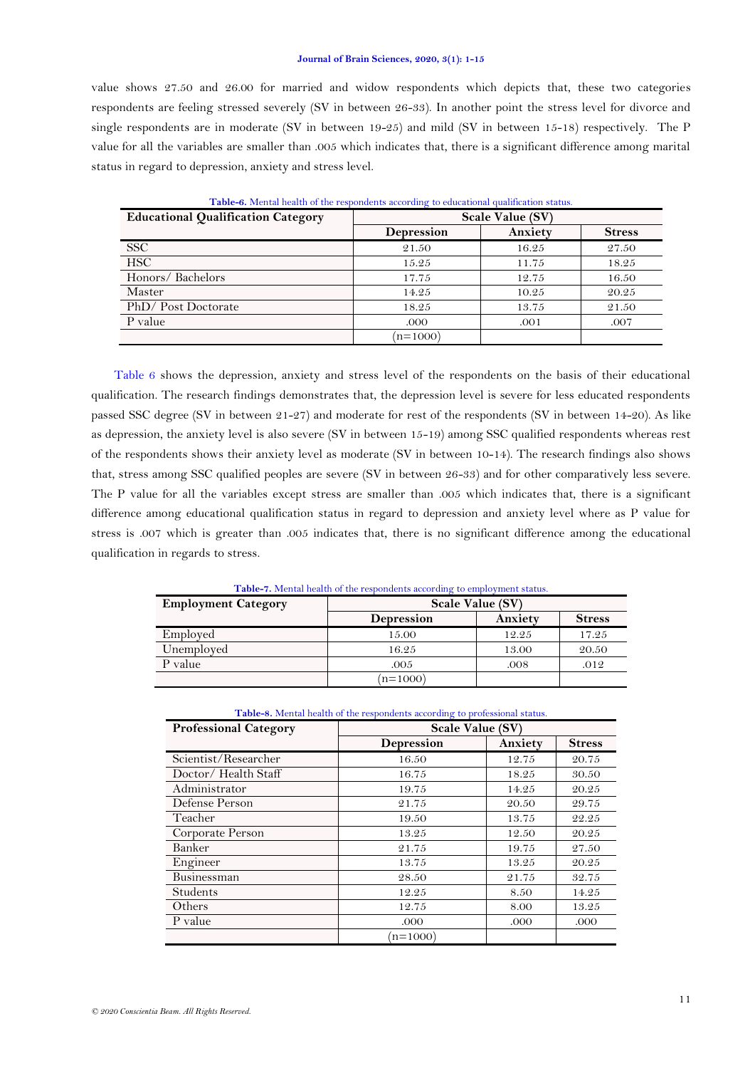value shows 27.50 and 26.00 for married and widow respondents which depicts that, these two categories respondents are feeling stressed severely (SV in between 26-33). In another point the stress level for divorce and single respondents are in moderate (SV in between 19-25) and mild (SV in between 15-18) respectively. The P value for all the variables are smaller than .005 which indicates that, there is a significant difference among marital status in regard to depression, anxiety and stress level.

**Table-6.** Mental health of the respondents according to educational qualification status.

| Educational Qualification Category | Scale Value (SV) | | |
|---|---|---|---|
| | Depression | Anxiety | Stress |
| SSC | 21.50 | 16.25 | 27.50 |
| HSC | 15.25 | 11.75 | 18.25 |
| Honors/ Bachelors | 17.75 | 12.75 | 16.50 |
| Master | 14.25 | 10.25 | 20.25 |
| PhD/ Post Doctorate | 18.25 | 13.75 | 21.50 |
| P value | .000 | .001 | .007 |
| | (n=1000) | | |

Table 6 shows the depression, anxiety and stress level of the respondents on the basis of their educational qualification. The research findings demonstrates that, the depression level is severe for less educated respondents passed SSC degree (SV in between 21-27) and moderate for rest of the respondents (SV in between 14-20). As like as depression, the anxiety level is also severe (SV in between 15-19) among SSC qualified respondents whereas rest of the respondents shows their anxiety level as moderate (SV in between 10-14). The research findings also shows that, stress among SSC qualified peoples are severe (SV in between 26-33) and for other comparatively less severe. The P value for all the variables except stress are smaller than .005 which indicates that, there is a significant difference among educational qualification status in regard to depression and anxiety level where as P value for stress is .007 which is greater than .005 indicates that, there is no significant difference among the educational qualification in regards to stress.

**Table-7.** Mental health of the respondents according to employment status.

| Employment Category | Scale Value (SV) | | |
|---|---|---|---|
| | Depression | Anxiety | Stress |
| Employed | 15.00 | 12.25 | 17.25 |
| Unemployed | 16.25 | 13.00 | 20.50 |
| P value | .005 | .008 | .012 |
| | (n=1000) | | |

**Table-8.** Mental health of the respondents according to professional status.

| Professional Category | Scale Value (SV) | | |
|---|---|---|---|
| | Depression | Anxiety | Stress |
| Scientist/Researcher | 16.50 | 12.75 | 20.75 |
| Doctor/ Health Staff | 16.75 | 18.25 | 30.50 |
| Administrator | 19.75 | 14.25 | 20.25 |
| Defense Person | 21.75 | 20.50 | 29.75 |
| Teacher | 19.50 | 13.75 | 22.25 |
| Corporate Person | 13.25 | 12.50 | 20.25 |
| Banker | 21.75 | 19.75 | 27.50 |
| Engineer | 13.75 | 13.25 | 20.25 |
| Businessman | 28.50 | 21.75 | 32.75 |
| Students | 12.25 | 8.50 | 14.25 |
| Others | 12.75 | 8.00 | 13.25 |
| P value | .000 | .000 | .000 |
| | (n=1000) | | |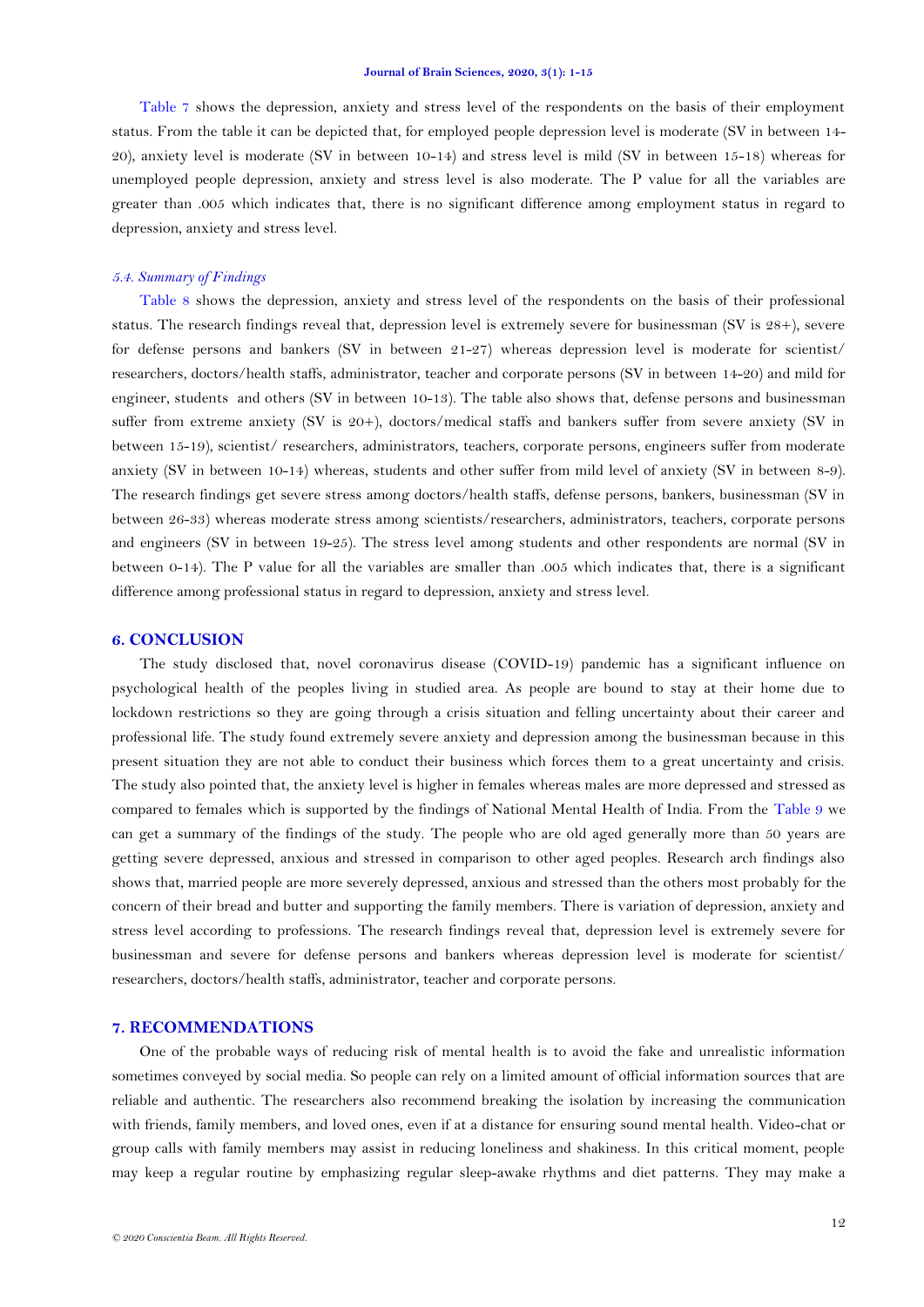Table 7 shows the depression, anxiety and stress level of the respondents on the basis of their employment status. From the table it can be depicted that, for employed people depression level is moderate (SV in between 14-20), anxiety level is moderate (SV in between 10-14) and stress level is mild (SV in between 15-18) whereas for unemployed people depression, anxiety and stress level is also moderate. The P value for all the variables are greater than .005 which indicates that, there is no significant difference among employment status in regard to depression, anxiety and stress level.

### *5.4. Summary of Findings*

Table 8 shows the depression, anxiety and stress level of the respondents on the basis of their professional status. The research findings reveal that, depression level is extremely severe for businessman (SV is 28+), severe for defense persons and bankers (SV in between 21-27) whereas depression level is moderate for scientist/ researchers, doctors/health staffs, administrator, teacher and corporate persons (SV in between 14-20) and mild for engineer, students and others (SV in between 10-13). The table also shows that, defense persons and businessman suffer from extreme anxiety (SV is 20+), doctors/medical staffs and bankers suffer from severe anxiety (SV in between 15-19), scientist/ researchers, administrators, teachers, corporate persons, engineers suffer from moderate anxiety (SV in between 10-14) whereas, students and other suffer from mild level of anxiety (SV in between 8-9). The research findings get severe stress among doctors/health staffs, defense persons, bankers, businessman (SV in between 26-33) whereas moderate stress among scientists/researchers, administrators, teachers, corporate persons and engineers (SV in between 19-25). The stress level among students and other respondents are normal (SV in between 0-14). The P value for all the variables are smaller than .005 which indicates that, there is a significant difference among professional status in regard to depression, anxiety and stress level.

## 6. CONCLUSION

The study disclosed that, novel coronavirus disease (COVID-19) pandemic has a significant influence on psychological health of the peoples living in studied area. As people are bound to stay at their home due to lockdown restrictions so they are going through a crisis situation and felling uncertainty about their career and professional life. The study found extremely severe anxiety and depression among the businessman because in this present situation they are not able to conduct their business which forces them to a great uncertainty and crisis. The study also pointed that, the anxiety level is higher in females whereas males are more depressed and stressed as compared to females which is supported by the findings of National Mental Health of India. From the Table 9 we can get a summary of the findings of the study. The people who are old aged generally more than 50 years are getting severe depressed, anxious and stressed in comparison to other aged peoples. Research arch findings also shows that, married people are more severely depressed, anxious and stressed than the others most probably for the concern of their bread and butter and supporting the family members. There is variation of depression, anxiety and stress level according to professions. The research findings reveal that, depression level is extremely severe for businessman and severe for defense persons and bankers whereas depression level is moderate for scientist/ researchers, doctors/health staffs, administrator, teacher and corporate persons.

## 7. RECOMMENDATIONS

One of the probable ways of reducing risk of mental health is to avoid the fake and unrealistic information sometimes conveyed by social media. So people can rely on a limited amount of official information sources that are reliable and authentic. The researchers also recommend breaking the isolation by increasing the communication with friends, family members, and loved ones, even if at a distance for ensuring sound mental health. Video-chat or group calls with family members may assist in reducing loneliness and shakiness. In this critical moment, people may keep a regular routine by emphasizing regular sleep-awake rhythms and diet patterns. They may make a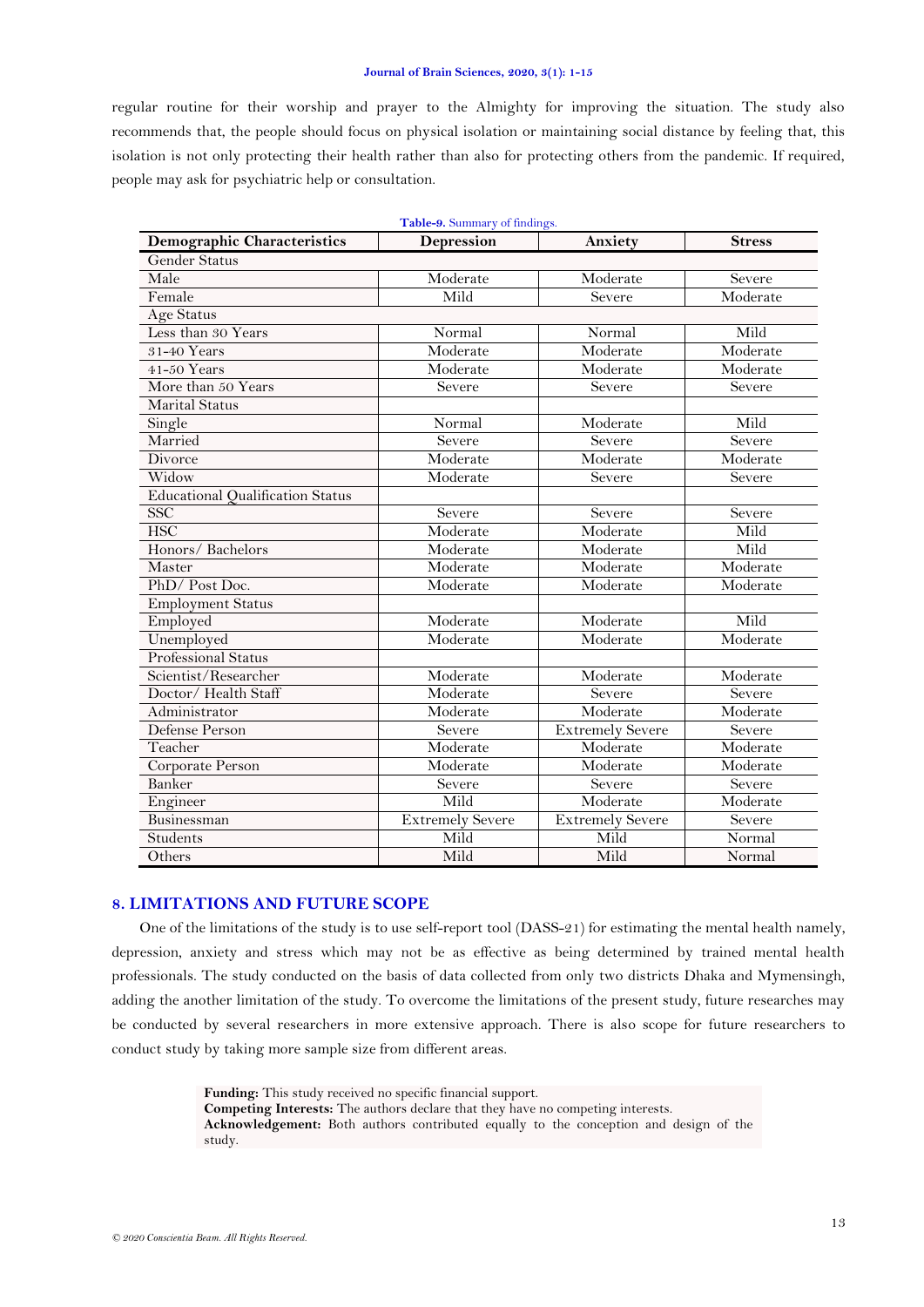regular routine for their worship and prayer to the Almighty for improving the situation. The study also recommends that, the people should focus on physical isolation or maintaining social distance by feeling that, this isolation is not only protecting their health rather than also for protecting others from the pandemic. If required, people may ask for psychiatric help or consultation.

**Table-9.** Summary of findings.

| Demographic Characteristics | Depression | Anxiety | Stress |
|---|---|---|---|
| Gender Status | | | |
| Male | Moderate | Moderate | Severe |
| Female | Mild | Severe | Moderate |
| Age Status | | | |
| Less than 30 Years | Normal | Normal | Mild |
| 31-40 Years | Moderate | Moderate | Moderate |
| 41-50 Years | Moderate | Moderate | Moderate |
| More than 50 Years | Severe | Severe | Severe |
| Marital Status | | | |
| Single | Normal | Moderate | Mild |
| Married | Severe | Severe | Severe |
| Divorce | Moderate | Moderate | Moderate |
| Widow | Moderate | Severe | Severe |
| Educational Qualification Status | | | |
| SSC | Severe | Severe | Severe |
| HSC | Moderate | Moderate | Mild |
| Honors/ Bachelors | Moderate | Moderate | Mild |
| Master | Moderate | Moderate | Moderate |
| PhD/ Post Doc. | Moderate | Moderate | Moderate |
| Employment Status | | | |
| Employed | Moderate | Moderate | Mild |
| Unemployed | Moderate | Moderate | Moderate |
| Professional Status | | | |
| Scientist/Researcher | Moderate | Moderate | Moderate |
| Doctor/ Health Staff | Moderate | Severe | Severe |
| Administrator | Moderate | Moderate | Moderate |
| Defense Person | Severe | Extremely Severe | Severe |
| Teacher | Moderate | Moderate | Moderate |
| Corporate Person | Moderate | Moderate | Moderate |
| Banker | Severe | Severe | Severe |
| Engineer | Mild | Moderate | Moderate |
| Businessman | Extremely Severe | Extremely Severe | Severe |
| Students | Mild | Mild | Normal |
| Others | Mild | Mild | Normal |

## 8. LIMITATIONS AND FUTURE SCOPE

One of the limitations of the study is to use self-report tool (DASS-21) for estimating the mental health namely, depression, anxiety and stress which may not be as effective as being determined by trained mental health professionals. The study conducted on the basis of data collected from only two districts Dhaka and Mymensingh, adding the another limitation of the study. To overcome the limitations of the present study, future researches may be conducted by several researchers in more extensive approach. There is also scope for future researchers to conduct study by taking more sample size from different areas.

**Funding:** This study received no specific financial support.
**Competing Interests:** The authors declare that they have no competing interests.
**Acknowledgement:** Both authors contributed equally to the conception and design of the study.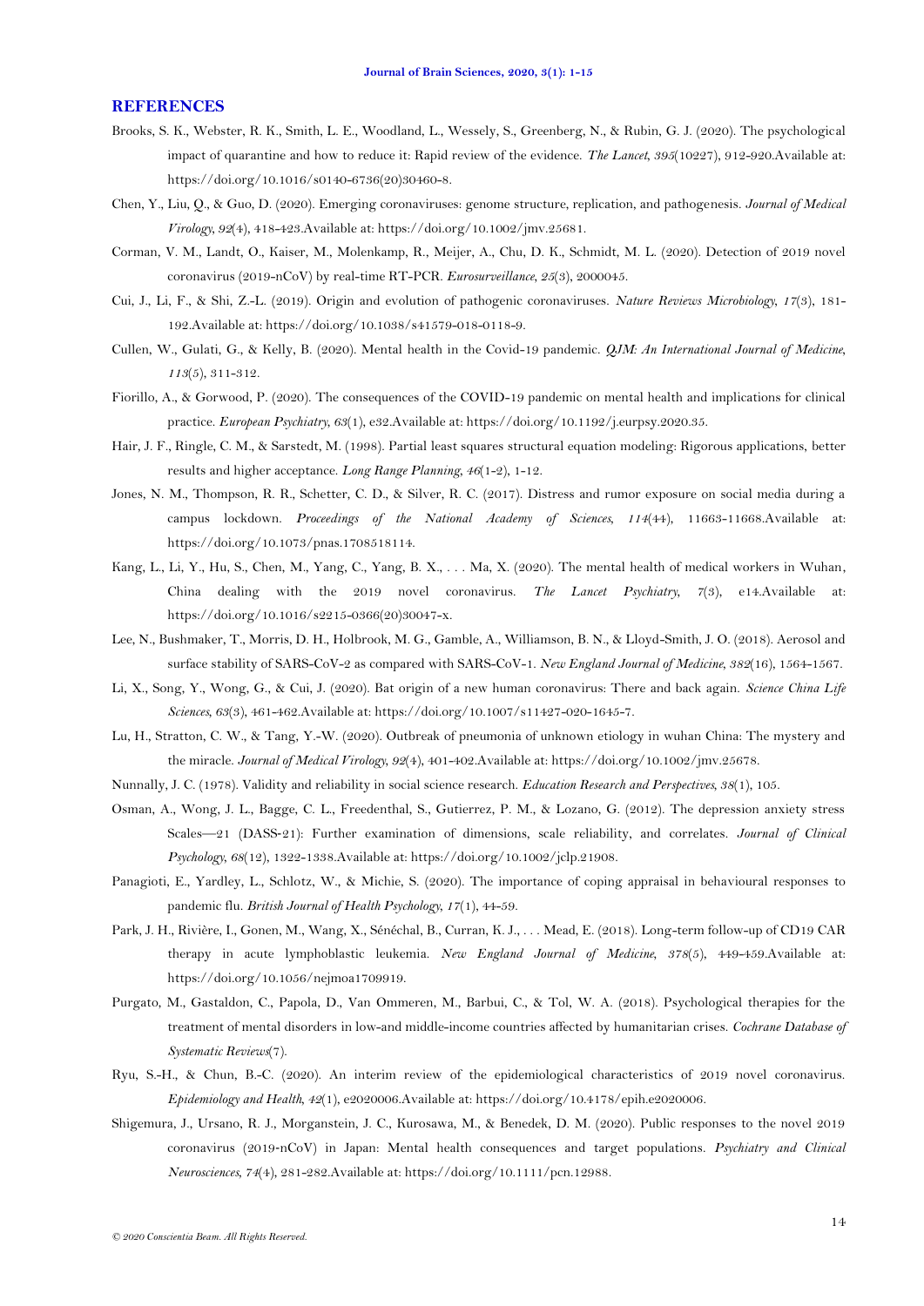## REFERENCES

Brooks, S. K., Webster, R. K., Smith, L. E., Woodland, L., Wessely, S., Greenberg, N., & Rubin, G. J. (2020). The psychological impact of quarantine and how to reduce it: Rapid review of the evidence. *The Lancet, 395*(10227), 912-920.Available at: https://doi.org/10.1016/s0140-6736(20)30460-8.

Chen, Y., Liu, Q., & Guo, D. (2020). Emerging coronaviruses: genome structure, replication, and pathogenesis. *Journal of Medical Virology, 92*(4), 418-423.Available at: https://doi.org/10.1002/jmv.25681.

Corman, V. M., Landt, O., Kaiser, M., Molenkamp, R., Meijer, A., Chu, D. K., Schmidt, M. L. (2020). Detection of 2019 novel coronavirus (2019-nCoV) by real-time RT-PCR. *Eurosurveillance, 25*(3), 2000045.

Cui, J., Li, F., & Shi, Z.-L. (2019). Origin and evolution of pathogenic coronaviruses. *Nature Reviews Microbiology, 17*(3), 181-192.Available at: https://doi.org/10.1038/s41579-018-0118-9.

Cullen, W., Gulati, G., & Kelly, B. (2020). Mental health in the Covid-19 pandemic. *QJM: An International Journal of Medicine, 113*(5), 311-312.

Fiorillo, A., & Gorwood, P. (2020). The consequences of the COVID-19 pandemic on mental health and implications for clinical practice. *European Psychiatry, 63*(1), e32.Available at: https://doi.org/10.1192/j.eurpsy.2020.35.

Hair, J. F., Ringle, C. M., & Sarstedt, M. (1998). Partial least squares structural equation modeling: Rigorous applications, better results and higher acceptance. *Long Range Planning, 46*(1-2), 1-12.

Jones, N. M., Thompson, R. R., Schetter, C. D., & Silver, R. C. (2017). Distress and rumor exposure on social media during a campus lockdown. *Proceedings of the National Academy of Sciences, 114*(44), 11663-11668.Available at: https://doi.org/10.1073/pnas.1708518114.

Kang, L., Li, Y., Hu, S., Chen, M., Yang, C., Yang, B. X., . . . Ma, X. (2020). The mental health of medical workers in Wuhan, China dealing with the 2019 novel coronavirus. *The Lancet Psychiatry, 7*(3), e14.Available at: https://doi.org/10.1016/s2215-0366(20)30047-x.

Lee, N., Bushmaker, T., Morris, D. H., Holbrook, M. G., Gamble, A., Williamson, B. N., & Lloyd-Smith, J. O. (2018). Aerosol and surface stability of SARS-CoV-2 as compared with SARS-CoV-1. *New England Journal of Medicine, 382*(16), 1564-1567.

Li, X., Song, Y., Wong, G., & Cui, J. (2020). Bat origin of a new human coronavirus: There and back again. *Science China Life Sciences, 63*(3), 461-462.Available at: https://doi.org/10.1007/s11427-020-1645-7.

Lu, H., Stratton, C. W., & Tang, Y.-W. (2020). Outbreak of pneumonia of unknown etiology in wuhan China: The mystery and the miracle. *Journal of Medical Virology, 92*(4), 401-402.Available at: https://doi.org/10.1002/jmv.25678.

Nunnally, J. C. (1978). Validity and reliability in social science research. *Education Research and Perspectives, 38*(1), 105.

Osman, A., Wong, J. L., Bagge, C. L., Freedenthal, S., Gutierrez, P. M., & Lozano, G. (2012). The depression anxiety stress Scales—21 (DASS-21): Further examination of dimensions, scale reliability, and correlates. *Journal of Clinical Psychology, 68*(12), 1322-1338.Available at: https://doi.org/10.1002/jclp.21908.

Panagioti, E., Yardley, L., Schlotz, W., & Michie, S. (2020). The importance of coping appraisal in behavioural responses to pandemic flu. *British Journal of Health Psychology, 17*(1), 44-59.

Park, J. H., Rivière, I., Gonen, M., Wang, X., Sénéchal, B., Curran, K. J., . . . Mead, E. (2018). Long-term follow-up of CD19 CAR therapy in acute lymphoblastic leukemia. *New England Journal of Medicine, 378*(5), 449-459.Available at: https://doi.org/10.1056/nejmoa1709919.

Purgato, M., Gastaldon, C., Papola, D., Van Ommeren, M., Barbui, C., & Tol, W. A. (2018). Psychological therapies for the treatment of mental disorders in low-and middle-income countries affected by humanitarian crises. *Cochrane Database of Systematic Reviews*(7).

Ryu, S.-H., & Chun, B.-C. (2020). An interim review of the epidemiological characteristics of 2019 novel coronavirus. *Epidemiology and Health, 42*(1), e2020006.Available at: https://doi.org/10.4178/epih.e2020006.

Shigemura, J., Ursano, R. J., Morganstein, J. C., Kurosawa, M., & Benedek, D. M. (2020). Public responses to the novel 2019 coronavirus (2019-nCoV) in Japan: Mental health consequences and target populations. *Psychiatry and Clinical Neurosciences, 74*(4), 281-282.Available at: https://doi.org/10.1111/pcn.12988.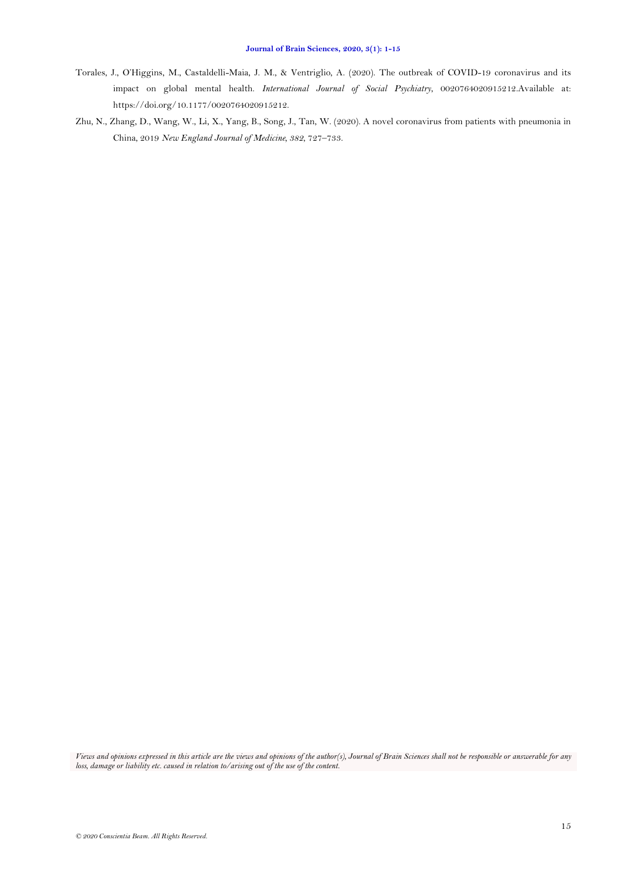Torales, J., O'Higgins, M., Castaldelli-Maia, J. M., & Ventriglio, A. (2020). The outbreak of COVID-19 coronavirus and its impact on global mental health. *International Journal of Social Psychiatry*, 0020764020915212.Available at: https://doi.org/10.1177/0020764020915212.

Zhu, N., Zhang, D., Wang, W., Li, X., Yang, B., Song, J., Tan, W. (2020). A novel coronavirus from patients with pneumonia in China, 2019 *New England Journal of Medicine*, *382*, 727–733.

*Views and opinions expressed in this article are the views and opinions of the author(s), Journal of Brain Sciences shall not be responsible or answerable for any loss, damage or liability etc. caused in relation to/arising out of the use of the content.*